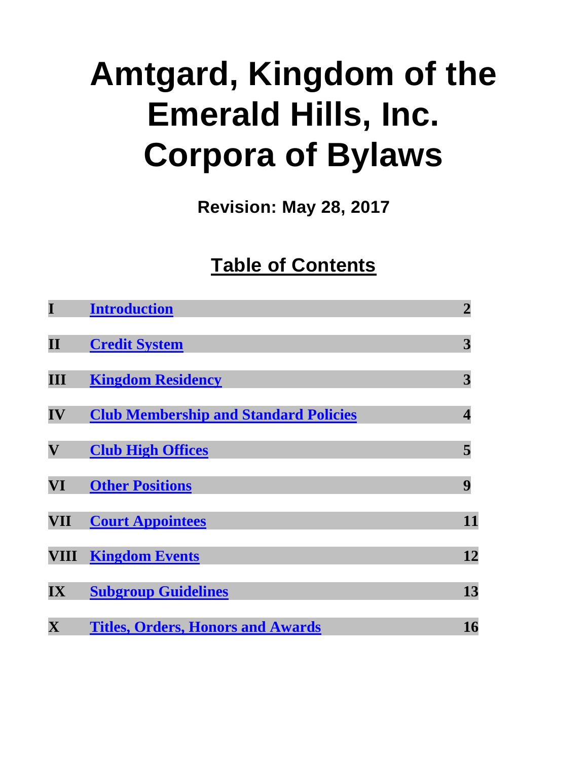# Amtgard, Kingdom of the Emerald Hills, Inc. Corpora of Bylaws

**Revision: May 28, 2017**

## Table of Contents

| | | |
|---|---|---|
| **I** | **Introduction** | **2** |
| **II** | **Credit System** | **3** |
| **III** | **Kingdom Residency** | **3** |
| **IV** | **Club Membership and Standard Policies** | **4** |
| **V** | **Club High Offices** | **5** |
| **VI** | **Other Positions** | **9** |
| **VII** | **Court Appointees** | **11** |
| **VIII** | **Kingdom Events** | **12** |
| **IX** | **Subgroup Guidelines** | **13** |
| **X** | **Titles, Orders, Honors and Awards** | **16** |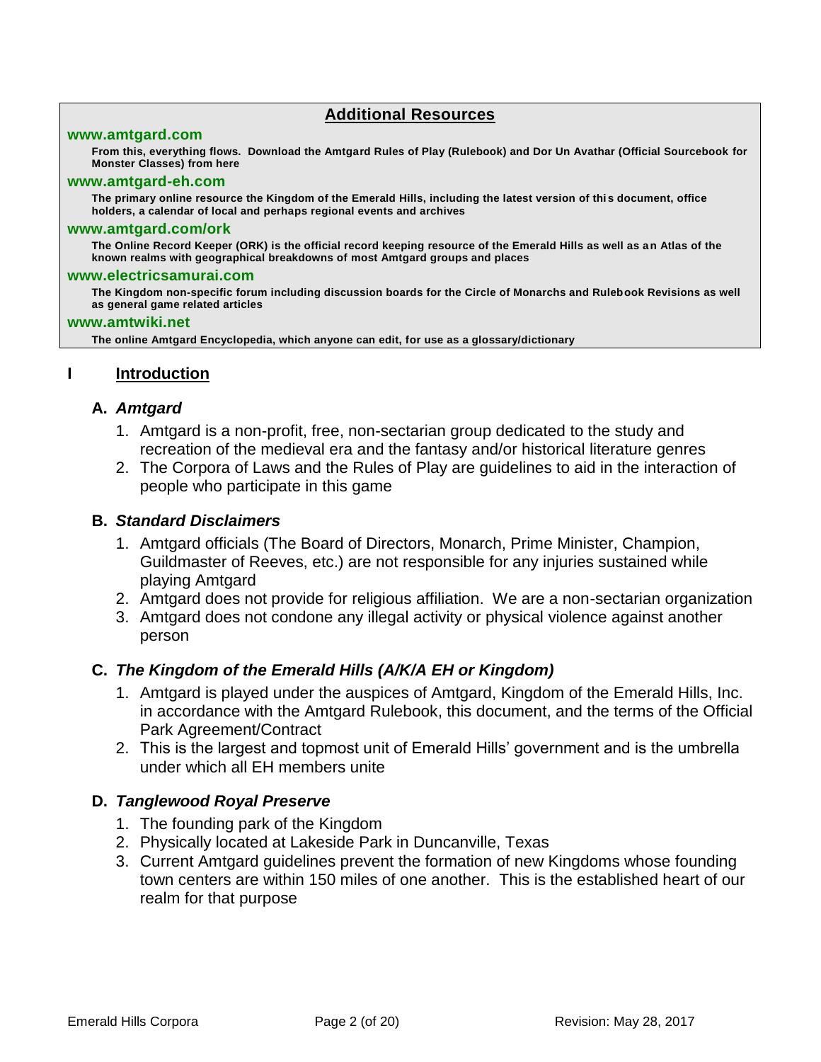## Additional Resources

**www.amtgard.com**

**From this, everything flows. Download the Amtgard Rules of Play (Rulebook) and Dor Un Avathar (Official Sourcebook for Monster Classes) from here**

**www.amtgard-eh.com**

**The primary online resource the Kingdom of the Emerald Hills, including the latest version of this document, office holders, a calendar of local and perhaps regional events and archives**

**www.amtgard.com/ork**

**The Online Record Keeper (ORK) is the official record keeping resource of the Emerald Hills as well as an Atlas of the known realms with geographical breakdowns of most Amtgard groups and places**

**www.electricsamurai.com**

**The Kingdom non-specific forum including discussion boards for the Circle of Monarchs and Rulebook Revisions as well as general game related articles**

**www.amtwiki.net**

**The online Amtgard Encyclopedia, which anyone can edit, for use as a glossary/dictionary**

# I Introduction

## A. *Amtgard*

1. Amtgard is a non-profit, free, non-sectarian group dedicated to the study and recreation of the medieval era and the fantasy and/or historical literature genres
2. The Corpora of Laws and the Rules of Play are guidelines to aid in the interaction of people who participate in this game

## B. *Standard Disclaimers*

1. Amtgard officials (The Board of Directors, Monarch, Prime Minister, Champion, Guildmaster of Reeves, etc.) are not responsible for any injuries sustained while playing Amtgard
2. Amtgard does not provide for religious affiliation. We are a non-sectarian organization
3. Amtgard does not condone any illegal activity or physical violence against another person

## C. *The Kingdom of the Emerald Hills (A/K/A EH or Kingdom)*

1. Amtgard is played under the auspices of Amtgard, Kingdom of the Emerald Hills, Inc. in accordance with the Amtgard Rulebook, this document, and the terms of the Official Park Agreement/Contract
2. This is the largest and topmost unit of Emerald Hills' government and is the umbrella under which all EH members unite

## D. *Tanglewood Royal Preserve*

1. The founding park of the Kingdom
2. Physically located at Lakeside Park in Duncanville, Texas
3. Current Amtgard guidelines prevent the formation of new Kingdoms whose founding town centers are within 150 miles of one another. This is the established heart of our realm for that purpose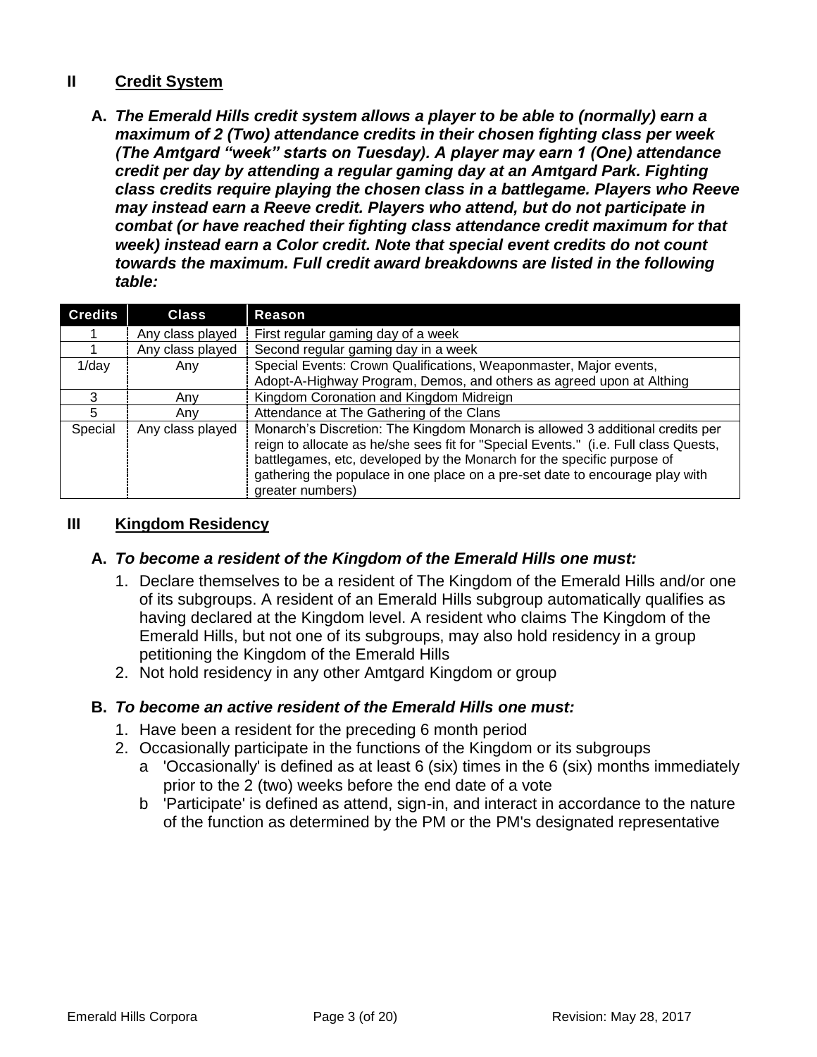## II Credit System

**A. *The Emerald Hills credit system allows a player to be able to (normally) earn a maximum of 2 (Two) attendance credits in their chosen fighting class per week (The Amtgard "week" starts on Tuesday). A player may earn 1 (One) attendance credit per day by attending a regular gaming day at an Amtgard Park. Fighting class credits require playing the chosen class in a battlegame. Players who Reeve may instead earn a Reeve credit. Players who attend, but do not participate in combat (or have reached their fighting class attendance credit maximum for that week) instead earn a Color credit. Note that special event credits do not count towards the maximum. Full credit award breakdowns are listed in the following table:***

| Credits | Class | Reason |
|---|---|---|
| 1 | Any class played | First regular gaming day of a week |
| 1 | Any class played | Second regular gaming day in a week |
| 1/day | Any | Special Events: Crown Qualifications, Weaponmaster, Major events, Adopt-A-Highway Program, Demos, and others as agreed upon at Althing |
| 3 | Any | Kingdom Coronation and Kingdom Midreign |
| 5 | Any | Attendance at The Gathering of the Clans |
| Special | Any class played | Monarch's Discretion: The Kingdom Monarch is allowed 3 additional credits per reign to allocate as he/she sees fit for "Special Events." (i.e. Full class Quests, battlegames, etc, developed by the Monarch for the specific purpose of gathering the populace in one place on a pre-set date to encourage play with greater numbers) |

## III Kingdom Residency

**A. *To become a resident of the Kingdom of the Emerald Hills one must:***

1. Declare themselves to be a resident of The Kingdom of the Emerald Hills and/or one of its subgroups. A resident of an Emerald Hills subgroup automatically qualifies as having declared at the Kingdom level. A resident who claims The Kingdom of the Emerald Hills, but not one of its subgroups, may also hold residency in a group petitioning the Kingdom of the Emerald Hills
2. Not hold residency in any other Amtgard Kingdom or group

**B. *To become an active resident of the Emerald Hills one must:***

1. Have been a resident for the preceding 6 month period
2. Occasionally participate in the functions of the Kingdom or its subgroups
   - a 'Occasionally' is defined as at least 6 (six) times in the 6 (six) months immediately prior to the 2 (two) weeks before the end date of a vote
   - b 'Participate' is defined as attend, sign-in, and interact in accordance to the nature of the function as determined by the PM or the PM's designated representative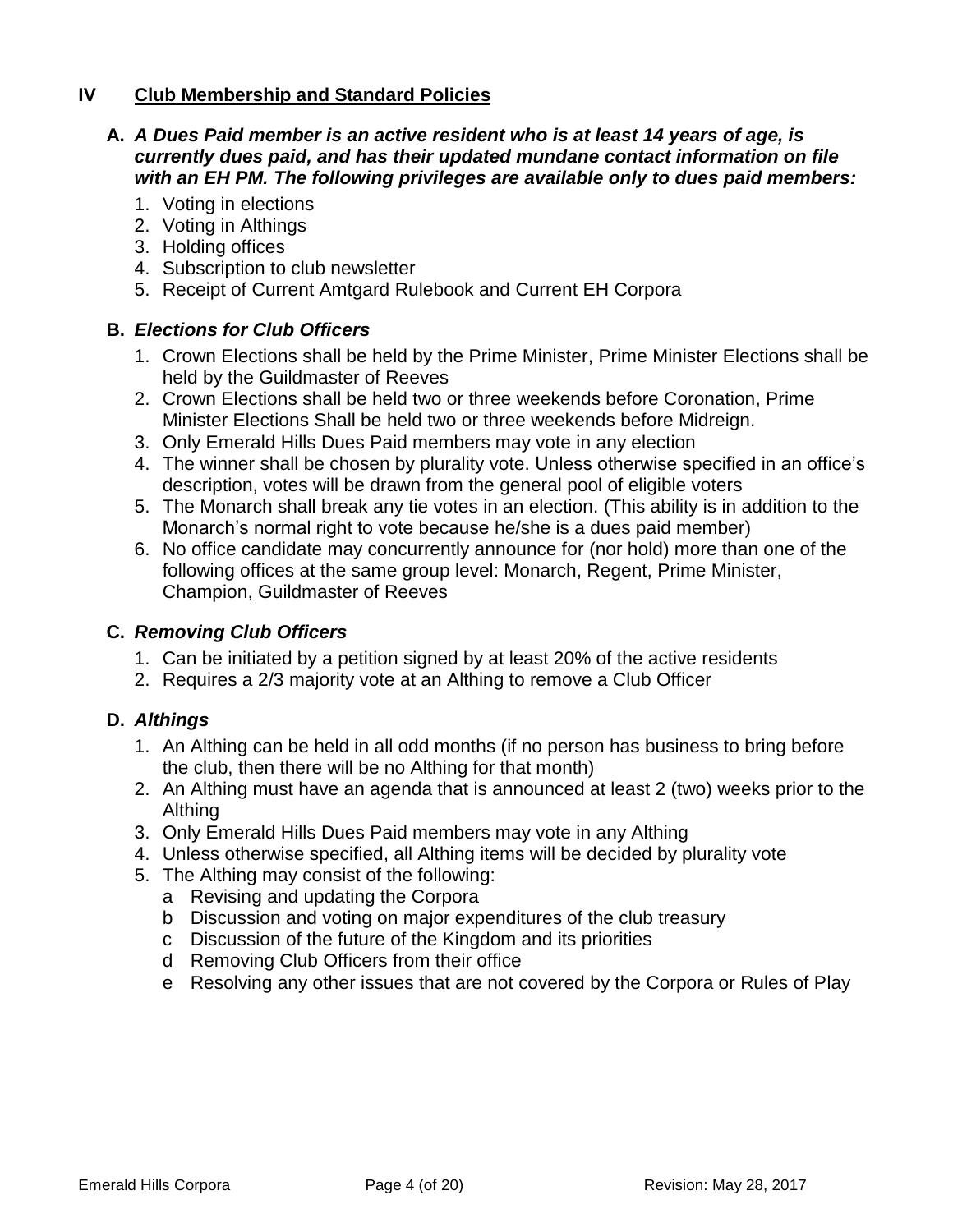## IV **Club Membership and Standard Policies**

### A. *A Dues Paid member is an active resident who is at least 14 years of age, is currently dues paid, and has their updated mundane contact information on file with an EH PM. The following privileges are available only to dues paid members:*

1. Voting in elections
2. Voting in Althings
3. Holding offices
4. Subscription to club newsletter
5. Receipt of Current Amtgard Rulebook and Current EH Corpora

### B. *Elections for Club Officers*

1. Crown Elections shall be held by the Prime Minister, Prime Minister Elections shall be held by the Guildmaster of Reeves
2. Crown Elections shall be held two or three weekends before Coronation, Prime Minister Elections Shall be held two or three weekends before Midreign.
3. Only Emerald Hills Dues Paid members may vote in any election
4. The winner shall be chosen by plurality vote. Unless otherwise specified in an office's description, votes will be drawn from the general pool of eligible voters
5. The Monarch shall break any tie votes in an election. (This ability is in addition to the Monarch's normal right to vote because he/she is a dues paid member)
6. No office candidate may concurrently announce for (nor hold) more than one of the following offices at the same group level: Monarch, Regent, Prime Minister, Champion, Guildmaster of Reeves

### C. *Removing Club Officers*

1. Can be initiated by a petition signed by at least 20% of the active residents
2. Requires a 2/3 majority vote at an Althing to remove a Club Officer

### D. *Althings*

1. An Althing can be held in all odd months (if no person has business to bring before the club, then there will be no Althing for that month)
2. An Althing must have an agenda that is announced at least 2 (two) weeks prior to the Althing
3. Only Emerald Hills Dues Paid members may vote in any Althing
4. Unless otherwise specified, all Althing items will be decided by plurality vote
5. The Althing may consist of the following:
   - a Revising and updating the Corpora
   - b Discussion and voting on major expenditures of the club treasury
   - c Discussion of the future of the Kingdom and its priorities
   - d Removing Club Officers from their office
   - e Resolving any other issues that are not covered by the Corpora or Rules of Play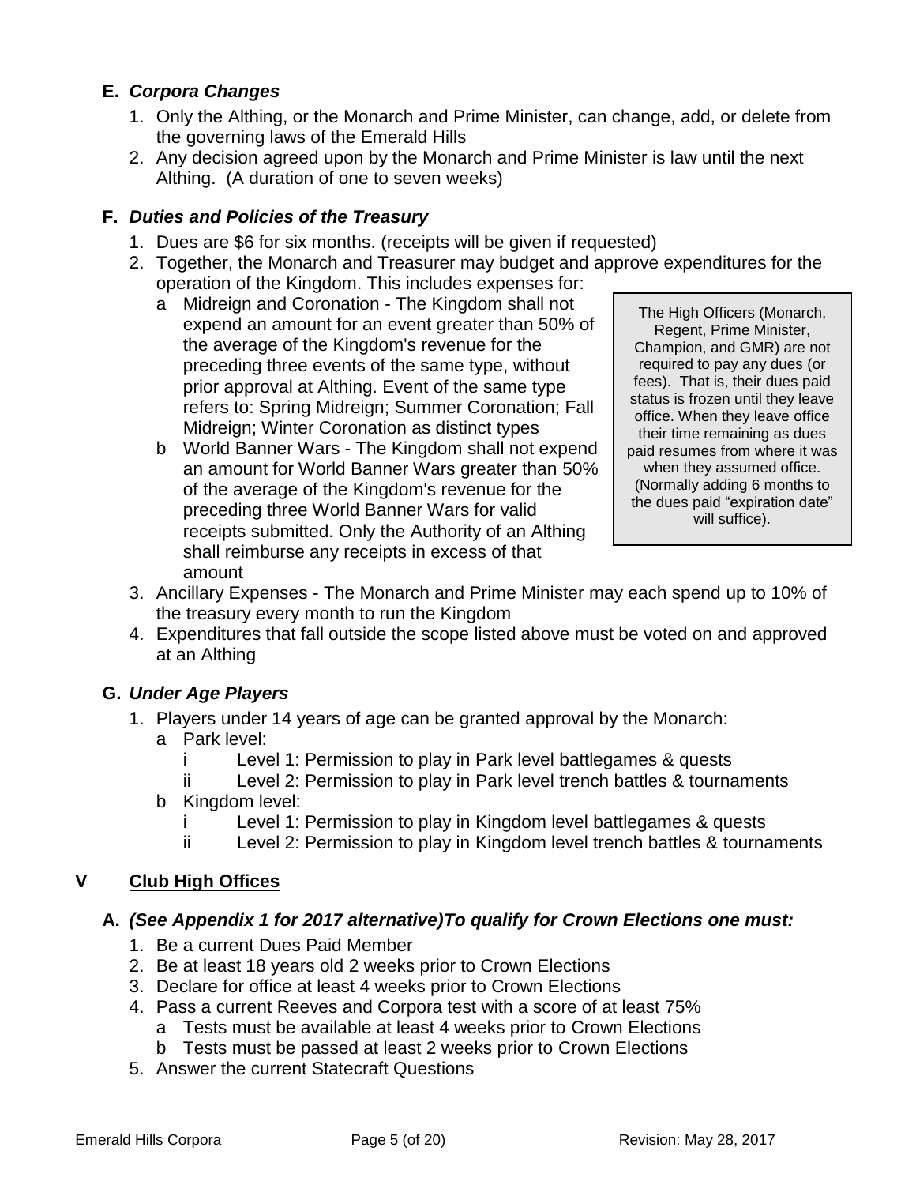### E. *Corpora Changes*

1. Only the Althing, or the Monarch and Prime Minister, can change, add, or delete from the governing laws of the Emerald Hills
2. Any decision agreed upon by the Monarch and Prime Minister is law until the next Althing. (A duration of one to seven weeks)

### F. *Duties and Policies of the Treasury*

1. Dues are $6 for six months. (receipts will be given if requested)
2. Together, the Monarch and Treasurer may budget and approve expenditures for the operation of the Kingdom. This includes expenses for:
   a. Midreign and Coronation - The Kingdom shall not expend an amount for an event greater than 50% of the average of the Kingdom's revenue for the preceding three events of the same type, without prior approval at Althing. Event of the same type refers to: Spring Midreign; Summer Coronation; Fall Midreign; Winter Coronation as distinct types
   b. World Banner Wars - The Kingdom shall not expend an amount for World Banner Wars greater than 50% of the average of the Kingdom's revenue for the preceding three World Banner Wars for valid receipts submitted. Only the Authority of an Althing shall reimburse any receipts in excess of that amount
3. Ancillary Expenses - The Monarch and Prime Minister may each spend up to 10% of the treasury every month to run the Kingdom
4. Expenditures that fall outside the scope listed above must be voted on and approved at an Althing

> The High Officers (Monarch, Regent, Prime Minister, Champion, and GMR) are not required to pay any dues (or fees). That is, their dues paid status is frozen until they leave office. When they leave office their time remaining as dues paid resumes from where it was when they assumed office. (Normally adding 6 months to the dues paid "expiration date" will suffice).

### G. *Under Age Players*

1. Players under 14 years of age can be granted approval by the Monarch:
   a. Park level:
      i. Level 1: Permission to play in Park level battlegames & quests
      ii. Level 2: Permission to play in Park level trench battles & tournaments
   b. Kingdom level:
      i. Level 1: Permission to play in Kingdom level battlegames & quests
      ii. Level 2: Permission to play in Kingdom level trench battles & tournaments

## V <u>Club High Offices</u>

### A. *(See Appendix 1 for 2017 alternative)To qualify for Crown Elections one must:*

1. Be a current Dues Paid Member
2. Be at least 18 years old 2 weeks prior to Crown Elections
3. Declare for office at least 4 weeks prior to Crown Elections
4. Pass a current Reeves and Corpora test with a score of at least 75%
   a. Tests must be available at least 4 weeks prior to Crown Elections
   b. Tests must be passed at least 2 weeks prior to Crown Elections
5. Answer the current Statecraft Questions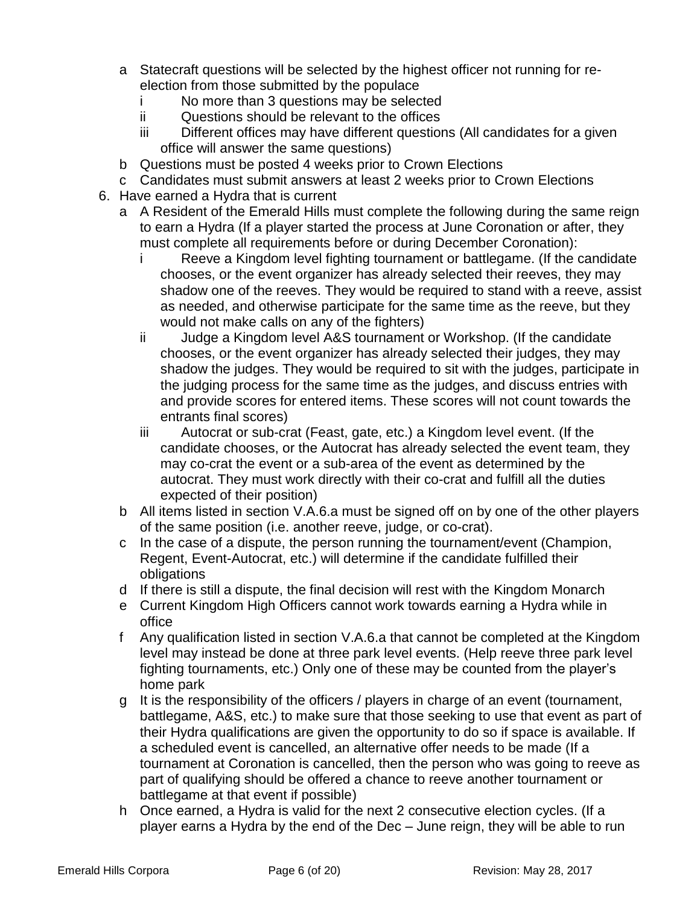- a Statecraft questions will be selected by the highest officer not running for re-election from those submitted by the populace
  - i No more than 3 questions may be selected
  - ii Questions should be relevant to the offices
  - iii Different offices may have different questions (All candidates for a given office will answer the same questions)
- b Questions must be posted 4 weeks prior to Crown Elections
- c Candidates must submit answers at least 2 weeks prior to Crown Elections

6. Have earned a Hydra that is current
   - a A Resident of the Emerald Hills must complete the following during the same reign to earn a Hydra (If a player started the process at June Coronation or after, they must complete all requirements before or during December Coronation):
     - i Reeve a Kingdom level fighting tournament or battlegame. (If the candidate chooses, or the event organizer has already selected their reeves, they may shadow one of the reeves. They would be required to stand with a reeve, assist as needed, and otherwise participate for the same time as the reeve, but they would not make calls on any of the fighters)
     - ii Judge a Kingdom level A&S tournament or Workshop. (If the candidate chooses, or the event organizer has already selected their judges, they may shadow the judges. They would be required to sit with the judges, participate in the judging process for the same time as the judges, and discuss entries with and provide scores for entered items. These scores will not count towards the entrants final scores)
     - iii Autocrat or sub-crat (Feast, gate, etc.) a Kingdom level event. (If the candidate chooses, or the Autocrat has already selected the event team, they may co-crat the event or a sub-area of the event as determined by the autocrat. They must work directly with their co-crat and fulfill all the duties expected of their position)
   - b All items listed in section V.A.6.a must be signed off on by one of the other players of the same position (i.e. another reeve, judge, or co-crat).
   - c In the case of a dispute, the person running the tournament/event (Champion, Regent, Event-Autocrat, etc.) will determine if the candidate fulfilled their obligations
   - d If there is still a dispute, the final decision will rest with the Kingdom Monarch
   - e Current Kingdom High Officers cannot work towards earning a Hydra while in office
   - f Any qualification listed in section V.A.6.a that cannot be completed at the Kingdom level may instead be done at three park level events. (Help reeve three park level fighting tournaments, etc.) Only one of these may be counted from the player's home park
   - g It is the responsibility of the officers / players in charge of an event (tournament, battlegame, A&S, etc.) to make sure that those seeking to use that event as part of their Hydra qualifications are given the opportunity to do so if space is available. If a scheduled event is cancelled, an alternative offer needs to be made (If a tournament at Coronation is cancelled, then the person who was going to reeve as part of qualifying should be offered a chance to reeve another tournament or battlegame at that event if possible)
   - h Once earned, a Hydra is valid for the next 2 consecutive election cycles. (If a player earns a Hydra by the end of the Dec – June reign, they will be able to run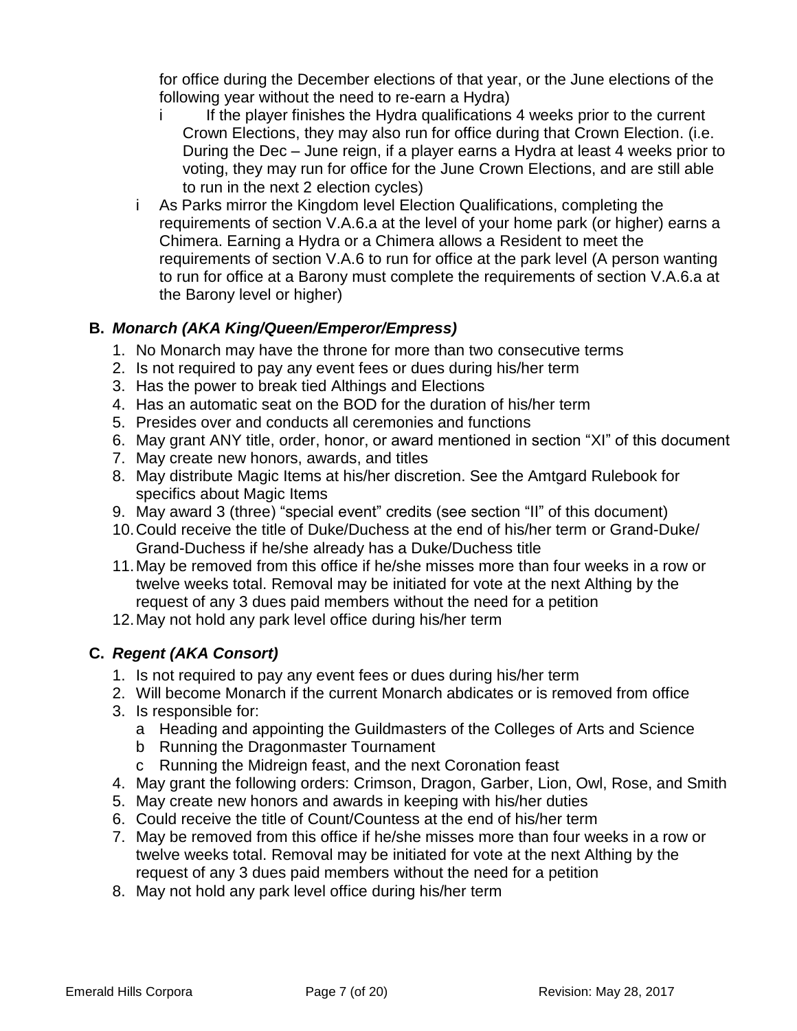for office during the December elections of that year, or the June elections of the following year without the need to re-earn a Hydra)

  i If the player finishes the Hydra qualifications 4 weeks prior to the current Crown Elections, they may also run for office during that Crown Election. (i.e. During the Dec – June reign, if a player earns a Hydra at least 4 weeks prior to voting, they may run for office for the June Crown Elections, and are still able to run in the next 2 election cycles)

i As Parks mirror the Kingdom level Election Qualifications, completing the requirements of section V.A.6.a at the level of your home park (or higher) earns a Chimera. Earning a Hydra or a Chimera allows a Resident to meet the requirements of section V.A.6 to run for office at the park level (A person wanting to run for office at a Barony must complete the requirements of section V.A.6.a at the Barony level or higher)

### B. *Monarch (AKA King/Queen/Emperor/Empress)*

1. No Monarch may have the throne for more than two consecutive terms
2. Is not required to pay any event fees or dues during his/her term
3. Has the power to break tied Althings and Elections
4. Has an automatic seat on the BOD for the duration of his/her term
5. Presides over and conducts all ceremonies and functions
6. May grant ANY title, order, honor, or award mentioned in section "XI" of this document
7. May create new honors, awards, and titles
8. May distribute Magic Items at his/her discretion. See the Amtgard Rulebook for specifics about Magic Items
9. May award 3 (three) "special event" credits (see section "II" of this document)
10. Could receive the title of Duke/Duchess at the end of his/her term or Grand-Duke/ Grand-Duchess if he/she already has a Duke/Duchess title
11. May be removed from this office if he/she misses more than four weeks in a row or twelve weeks total. Removal may be initiated for vote at the next Althing by the request of any 3 dues paid members without the need for a petition
12. May not hold any park level office during his/her term

### C. *Regent (AKA Consort)*

1. Is not required to pay any event fees or dues during his/her term
2. Will become Monarch if the current Monarch abdicates or is removed from office
3. Is responsible for:
   a Heading and appointing the Guildmasters of the Colleges of Arts and Science
   b Running the Dragonmaster Tournament
   c Running the Midreign feast, and the next Coronation feast
4. May grant the following orders: Crimson, Dragon, Garber, Lion, Owl, Rose, and Smith
5. May create new honors and awards in keeping with his/her duties
6. Could receive the title of Count/Countess at the end of his/her term
7. May be removed from this office if he/she misses more than four weeks in a row or twelve weeks total. Removal may be initiated for vote at the next Althing by the request of any 3 dues paid members without the need for a petition
8. May not hold any park level office during his/her term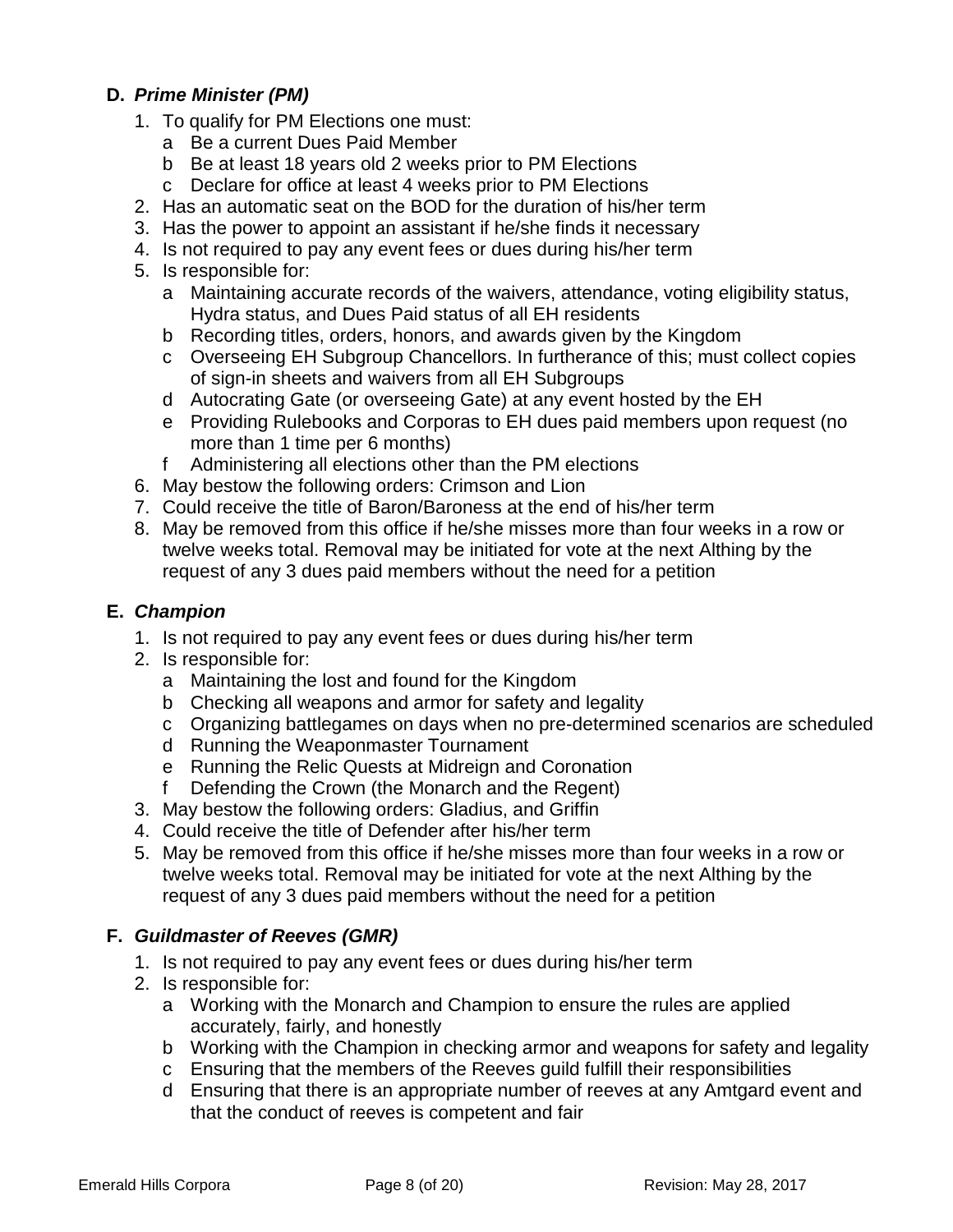### D. *Prime Minister (PM)*

1. To qualify for PM Elections one must:
   a Be a current Dues Paid Member
   b Be at least 18 years old 2 weeks prior to PM Elections
   c Declare for office at least 4 weeks prior to PM Elections
2. Has an automatic seat on the BOD for the duration of his/her term
3. Has the power to appoint an assistant if he/she finds it necessary
4. Is not required to pay any event fees or dues during his/her term
5. Is responsible for:
   a Maintaining accurate records of the waivers, attendance, voting eligibility status, Hydra status, and Dues Paid status of all EH residents
   b Recording titles, orders, honors, and awards given by the Kingdom
   c Overseeing EH Subgroup Chancellors. In furtherance of this; must collect copies of sign-in sheets and waivers from all EH Subgroups
   d Autocrating Gate (or overseeing Gate) at any event hosted by the EH
   e Providing Rulebooks and Corporas to EH dues paid members upon request (no more than 1 time per 6 months)
   f Administering all elections other than the PM elections
6. May bestow the following orders: Crimson and Lion
7. Could receive the title of Baron/Baroness at the end of his/her term
8. May be removed from this office if he/she misses more than four weeks in a row or twelve weeks total. Removal may be initiated for vote at the next Althing by the request of any 3 dues paid members without the need for a petition

### E. *Champion*

1. Is not required to pay any event fees or dues during his/her term
2. Is responsible for:
   a Maintaining the lost and found for the Kingdom
   b Checking all weapons and armor for safety and legality
   c Organizing battlegames on days when no pre-determined scenarios are scheduled
   d Running the Weaponmaster Tournament
   e Running the Relic Quests at Midreign and Coronation
   f Defending the Crown (the Monarch and the Regent)
3. May bestow the following orders: Gladius, and Griffin
4. Could receive the title of Defender after his/her term
5. May be removed from this office if he/she misses more than four weeks in a row or twelve weeks total. Removal may be initiated for vote at the next Althing by the request of any 3 dues paid members without the need for a petition

### F. *Guildmaster of Reeves (GMR)*

1. Is not required to pay any event fees or dues during his/her term
2. Is responsible for:
   a Working with the Monarch and Champion to ensure the rules are applied accurately, fairly, and honestly
   b Working with the Champion in checking armor and weapons for safety and legality
   c Ensuring that the members of the Reeves guild fulfill their responsibilities
   d Ensuring that there is an appropriate number of reeves at any Amtgard event and that the conduct of reeves is competent and fair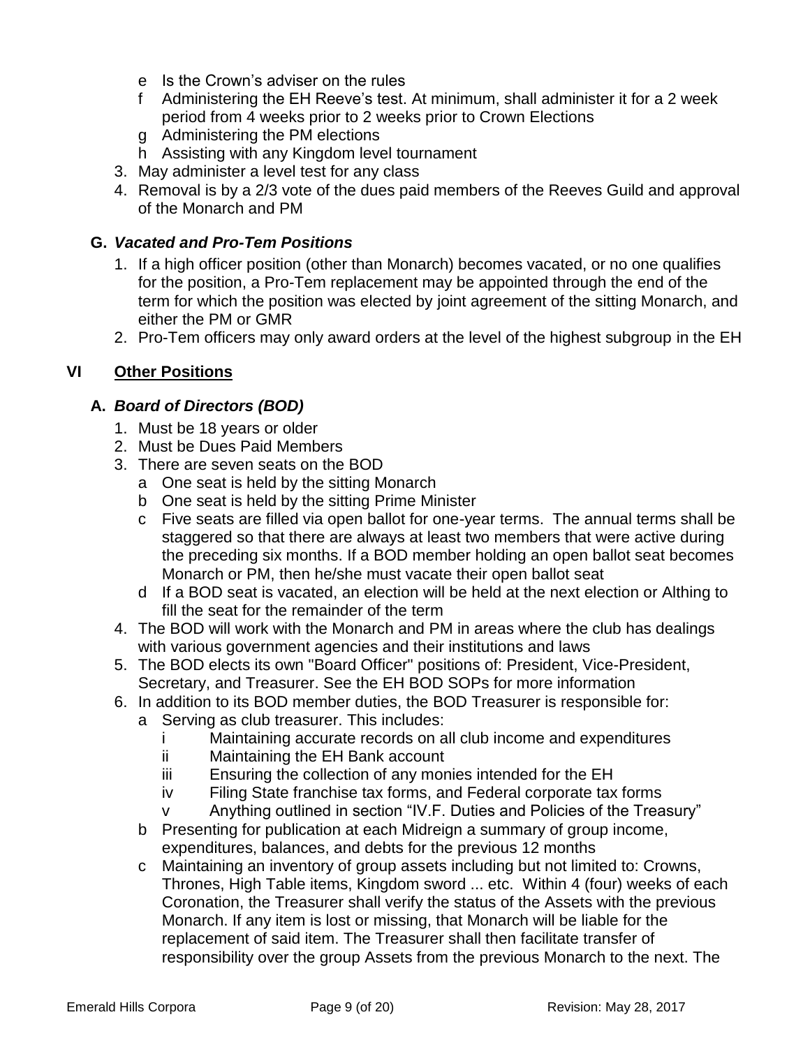- e Is the Crown's adviser on the rules
   - f Administering the EH Reeve's test. At minimum, shall administer it for a 2 week period from 4 weeks prior to 2 weeks prior to Crown Elections
   - g Administering the PM elections
   - h Assisting with any Kingdom level tournament
3. May administer a level test for any class
4. Removal is by a 2/3 vote of the dues paid members of the Reeves Guild and approval of the Monarch and PM

### G. *Vacated and Pro-Tem Positions*

1. If a high officer position (other than Monarch) becomes vacated, or no one qualifies for the position, a Pro-Tem replacement may be appointed through the end of the term for which the position was elected by joint agreement of the sitting Monarch, and either the PM or GMR
2. Pro-Tem officers may only award orders at the level of the highest subgroup in the EH

## VI <u>Other Positions</u>

### A. *Board of Directors (BOD)*

1. Must be 18 years or older
2. Must be Dues Paid Members
3. There are seven seats on the BOD
   - a One seat is held by the sitting Monarch
   - b One seat is held by the sitting Prime Minister
   - c Five seats are filled via open ballot for one-year terms. The annual terms shall be staggered so that there are always at least two members that were active during the preceding six months. If a BOD member holding an open ballot seat becomes Monarch or PM, then he/she must vacate their open ballot seat
   - d If a BOD seat is vacated, an election will be held at the next election or Althing to fill the seat for the remainder of the term
4. The BOD will work with the Monarch and PM in areas where the club has dealings with various government agencies and their institutions and laws
5. The BOD elects its own "Board Officer" positions of: President, Vice-President, Secretary, and Treasurer. See the EH BOD SOPs for more information
6. In addition to its BOD member duties, the BOD Treasurer is responsible for:
   - a Serving as club treasurer. This includes:
     - i Maintaining accurate records on all club income and expenditures
     - ii Maintaining the EH Bank account
     - iii Ensuring the collection of any monies intended for the EH
     - iv Filing State franchise tax forms, and Federal corporate tax forms
     - v Anything outlined in section "IV.F. Duties and Policies of the Treasury"
   - b Presenting for publication at each Midreign a summary of group income, expenditures, balances, and debts for the previous 12 months
   - c Maintaining an inventory of group assets including but not limited to: Crowns, Thrones, High Table items, Kingdom sword ... etc. Within 4 (four) weeks of each Coronation, the Treasurer shall verify the status of the Assets with the previous Monarch. If any item is lost or missing, that Monarch will be liable for the replacement of said item. The Treasurer shall then facilitate transfer of responsibility over the group Assets from the previous Monarch to the next. The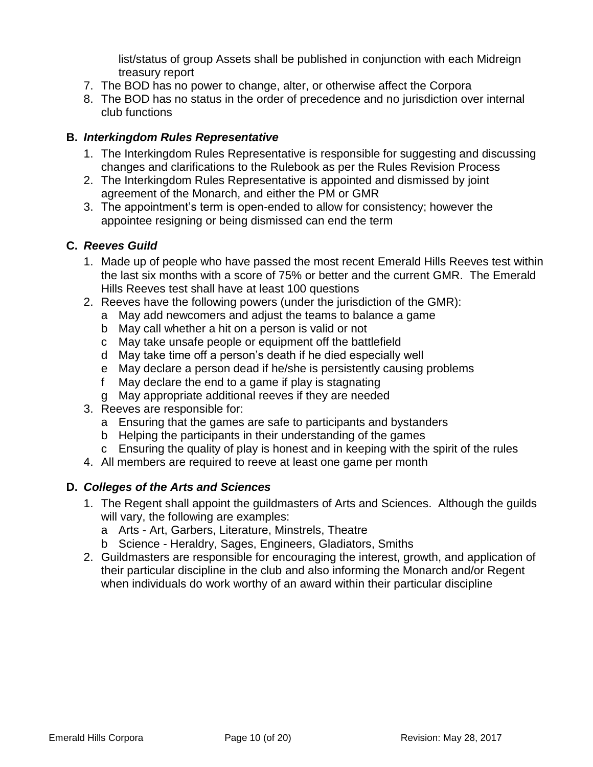list/status of group Assets shall be published in conjunction with each Midreign treasury report

7. The BOD has no power to change, alter, or otherwise affect the Corpora
8. The BOD has no status in the order of precedence and no jurisdiction over internal club functions

### B. *Interkingdom Rules Representative*

1. The Interkingdom Rules Representative is responsible for suggesting and discussing changes and clarifications to the Rulebook as per the Rules Revision Process
2. The Interkingdom Rules Representative is appointed and dismissed by joint agreement of the Monarch, and either the PM or GMR
3. The appointment's term is open-ended to allow for consistency; however the appointee resigning or being dismissed can end the term

### C. *Reeves Guild*

1. Made up of people who have passed the most recent Emerald Hills Reeves test within the last six months with a score of 75% or better and the current GMR. The Emerald Hills Reeves test shall have at least 100 questions
2. Reeves have the following powers (under the jurisdiction of the GMR):
   - a May add newcomers and adjust the teams to balance a game
   - b May call whether a hit on a person is valid or not
   - c May take unsafe people or equipment off the battlefield
   - d May take time off a person's death if he died especially well
   - e May declare a person dead if he/she is persistently causing problems
   - f May declare the end to a game if play is stagnating
   - g May appropriate additional reeves if they are needed
3. Reeves are responsible for:
   - a Ensuring that the games are safe to participants and bystanders
   - b Helping the participants in their understanding of the games
   - c Ensuring the quality of play is honest and in keeping with the spirit of the rules
4. All members are required to reeve at least one game per month

### D. *Colleges of the Arts and Sciences*

1. The Regent shall appoint the guildmasters of Arts and Sciences. Although the guilds will vary, the following are examples:
   - a Arts - Art, Garbers, Literature, Minstrels, Theatre
   - b Science - Heraldry, Sages, Engineers, Gladiators, Smiths
2. Guildmasters are responsible for encouraging the interest, growth, and application of their particular discipline in the club and also informing the Monarch and/or Regent when individuals do work worthy of an award within their particular discipline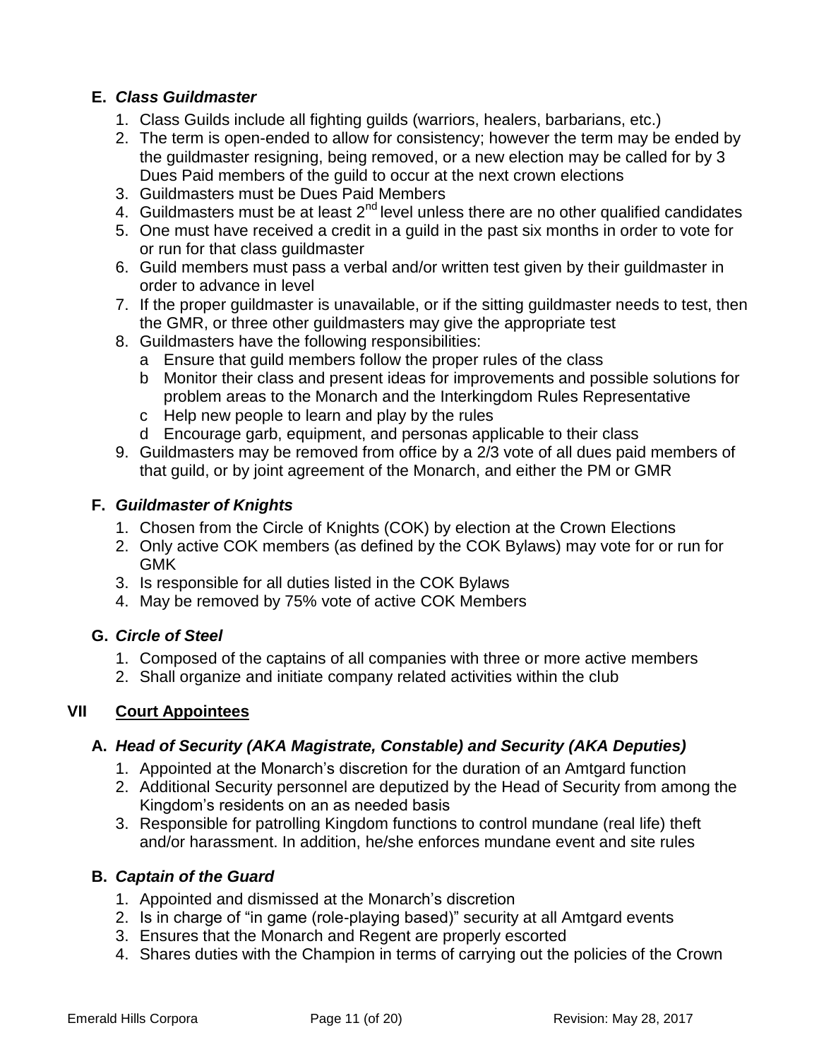### E. *Class Guildmaster*

1. Class Guilds include all fighting guilds (warriors, healers, barbarians, etc.)
2. The term is open-ended to allow for consistency; however the term may be ended by the guildmaster resigning, being removed, or a new election may be called for by 3 Dues Paid members of the guild to occur at the next crown elections
3. Guildmasters must be Dues Paid Members
4. Guildmasters must be at least 2nd level unless there are no other qualified candidates
5. One must have received a credit in a guild in the past six months in order to vote for or run for that class guildmaster
6. Guild members must pass a verbal and/or written test given by their guildmaster in order to advance in level
7. If the proper guildmaster is unavailable, or if the sitting guildmaster needs to test, then the GMR, or three other guildmasters may give the appropriate test
8. Guildmasters have the following responsibilities:
   a Ensure that guild members follow the proper rules of the class
   b Monitor their class and present ideas for improvements and possible solutions for problem areas to the Monarch and the Interkingdom Rules Representative
   c Help new people to learn and play by the rules
   d Encourage garb, equipment, and personas applicable to their class
9. Guildmasters may be removed from office by a 2/3 vote of all dues paid members of that guild, or by joint agreement of the Monarch, and either the PM or GMR

### F. *Guildmaster of Knights*

1. Chosen from the Circle of Knights (COK) by election at the Crown Elections
2. Only active COK members (as defined by the COK Bylaws) may vote for or run for GMK
3. Is responsible for all duties listed in the COK Bylaws
4. May be removed by 75% vote of active COK Members

### G. *Circle of Steel*

1. Composed of the captains of all companies with three or more active members
2. Shall organize and initiate company related activities within the club

## VII Court Appointees

### A. *Head of Security (AKA Magistrate, Constable) and Security (AKA Deputies)*

1. Appointed at the Monarch's discretion for the duration of an Amtgard function
2. Additional Security personnel are deputized by the Head of Security from among the Kingdom's residents on an as needed basis
3. Responsible for patrolling Kingdom functions to control mundane (real life) theft and/or harassment. In addition, he/she enforces mundane event and site rules

### B. *Captain of the Guard*

1. Appointed and dismissed at the Monarch's discretion
2. Is in charge of "in game (role-playing based)" security at all Amtgard events
3. Ensures that the Monarch and Regent are properly escorted
4. Shares duties with the Champion in terms of carrying out the policies of the Crown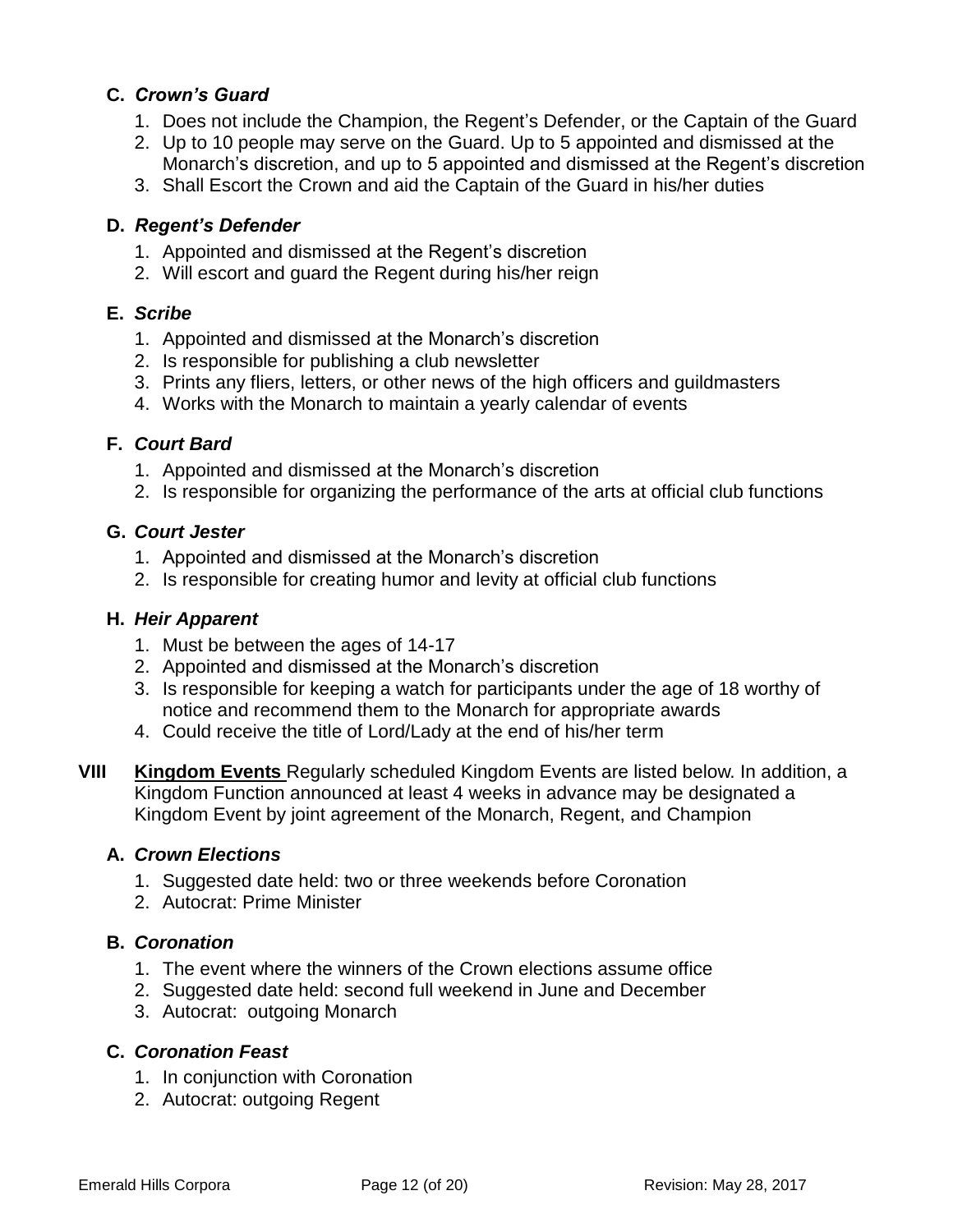### C. *Crown's Guard*

1. Does not include the Champion, the Regent's Defender, or the Captain of the Guard
2. Up to 10 people may serve on the Guard. Up to 5 appointed and dismissed at the Monarch's discretion, and up to 5 appointed and dismissed at the Regent's discretion
3. Shall Escort the Crown and aid the Captain of the Guard in his/her duties

### D. *Regent's Defender*

1. Appointed and dismissed at the Regent's discretion
2. Will escort and guard the Regent during his/her reign

### E. *Scribe*

1. Appointed and dismissed at the Monarch's discretion
2. Is responsible for publishing a club newsletter
3. Prints any fliers, letters, or other news of the high officers and guildmasters
4. Works with the Monarch to maintain a yearly calendar of events

### F. *Court Bard*

1. Appointed and dismissed at the Monarch's discretion
2. Is responsible for organizing the performance of the arts at official club functions

### G. *Court Jester*

1. Appointed and dismissed at the Monarch's discretion
2. Is responsible for creating humor and levity at official club functions

### H. *Heir Apparent*

1. Must be between the ages of 14-17
2. Appointed and dismissed at the Monarch's discretion
3. Is responsible for keeping a watch for participants under the age of 18 worthy of notice and recommend them to the Monarch for appropriate awards
4. Could receive the title of Lord/Lady at the end of his/her term

## VIII **Kingdom Events**

Regularly scheduled Kingdom Events are listed below. In addition, a Kingdom Function announced at least 4 weeks in advance may be designated a Kingdom Event by joint agreement of the Monarch, Regent, and Champion

### A. *Crown Elections*

1. Suggested date held: two or three weekends before Coronation
2. Autocrat: Prime Minister

### B. *Coronation*

1. The event where the winners of the Crown elections assume office
2. Suggested date held: second full weekend in June and December
3. Autocrat: outgoing Monarch

### C. *Coronation Feast*

1. In conjunction with Coronation
2. Autocrat: outgoing Regent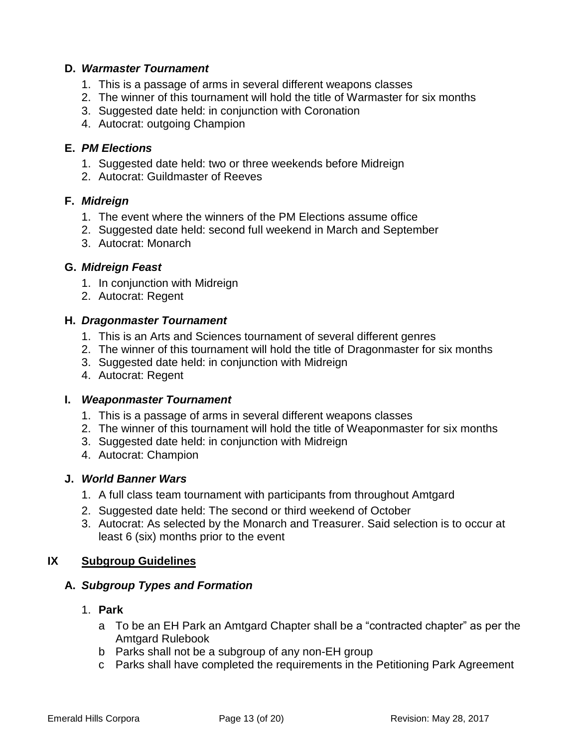### D. *Warmaster Tournament*

1. This is a passage of arms in several different weapons classes
2. The winner of this tournament will hold the title of Warmaster for six months
3. Suggested date held: in conjunction with Coronation
4. Autocrat: outgoing Champion

### E. *PM Elections*

1. Suggested date held: two or three weekends before Midreign
2. Autocrat: Guildmaster of Reeves

### F. *Midreign*

1. The event where the winners of the PM Elections assume office
2. Suggested date held: second full weekend in March and September
3. Autocrat: Monarch

### G. *Midreign Feast*

1. In conjunction with Midreign
2. Autocrat: Regent

### H. *Dragonmaster Tournament*

1. This is an Arts and Sciences tournament of several different genres
2. The winner of this tournament will hold the title of Dragonmaster for six months
3. Suggested date held: in conjunction with Midreign
4. Autocrat: Regent

### I. *Weaponmaster Tournament*

1. This is a passage of arms in several different weapons classes
2. The winner of this tournament will hold the title of Weaponmaster for six months
3. Suggested date held: in conjunction with Midreign
4. Autocrat: Champion

### J. *World Banner Wars*

1. A full class team tournament with participants from throughout Amtgard
2. Suggested date held: The second or third weekend of October
3. Autocrat: As selected by the Monarch and Treasurer. Said selection is to occur at least 6 (six) months prior to the event

## IX Subgroup Guidelines

### A. *Subgroup Types and Formation*

1. **Park**
   - a To be an EH Park an Amtgard Chapter shall be a “contracted chapter” as per the Amtgard Rulebook
   - b Parks shall not be a subgroup of any non-EH group
   - c Parks shall have completed the requirements in the Petitioning Park Agreement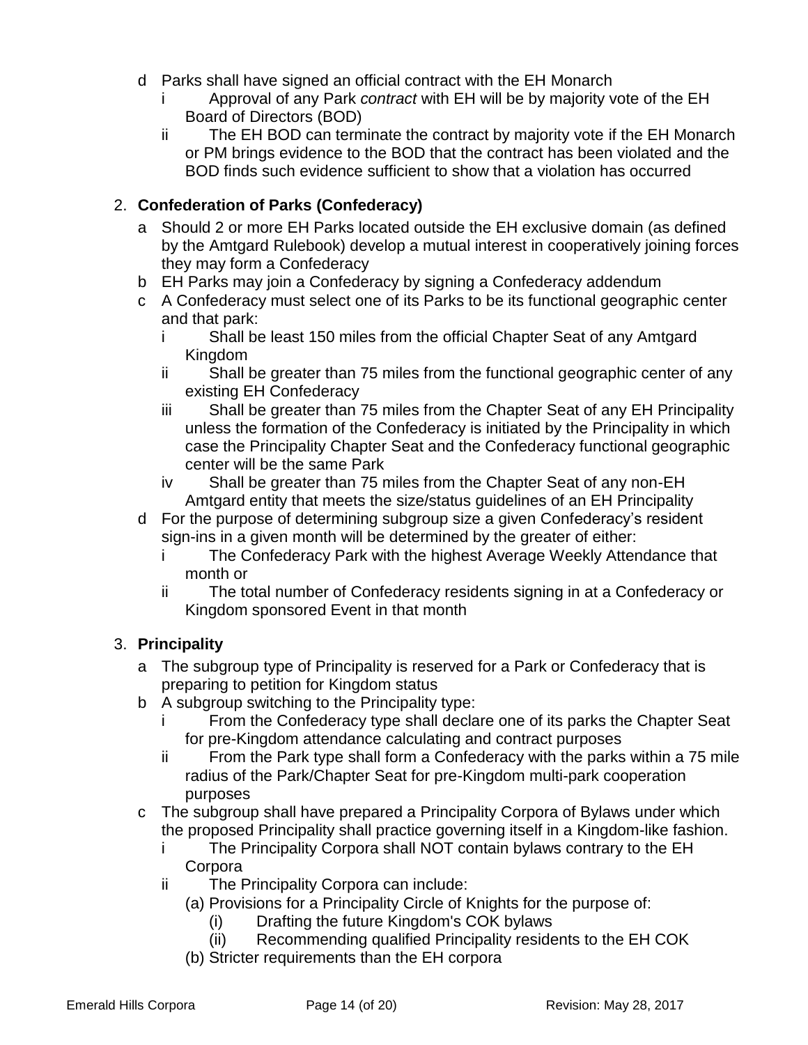- d Parks shall have signed an official contract with the EH Monarch
    - i Approval of any Park *contract* with EH will be by majority vote of the EH Board of Directors (BOD)
    - ii The EH BOD can terminate the contract by majority vote if the EH Monarch or PM brings evidence to the BOD that the contract has been violated and the BOD finds such evidence sufficient to show that a violation has occurred

2. **Confederation of Parks (Confederacy)**
    - a Should 2 or more EH Parks located outside the EH exclusive domain (as defined by the Amtgard Rulebook) develop a mutual interest in cooperatively joining forces they may form a Confederacy
    - b EH Parks may join a Confederacy by signing a Confederacy addendum
    - c A Confederacy must select one of its Parks to be its functional geographic center and that park:
        - i Shall be least 150 miles from the official Chapter Seat of any Amtgard Kingdom
        - ii Shall be greater than 75 miles from the functional geographic center of any existing EH Confederacy
        - iii Shall be greater than 75 miles from the Chapter Seat of any EH Principality unless the formation of the Confederacy is initiated by the Principality in which case the Principality Chapter Seat and the Confederacy functional geographic center will be the same Park
        - iv Shall be greater than 75 miles from the Chapter Seat of any non-EH Amtgard entity that meets the size/status guidelines of an EH Principality
    - d For the purpose of determining subgroup size a given Confederacy's resident sign-ins in a given month will be determined by the greater of either:
        - i The Confederacy Park with the highest Average Weekly Attendance that month or
        - ii The total number of Confederacy residents signing in at a Confederacy or Kingdom sponsored Event in that month

3. **Principality**
    - a The subgroup type of Principality is reserved for a Park or Confederacy that is preparing to petition for Kingdom status
    - b A subgroup switching to the Principality type:
        - i From the Confederacy type shall declare one of its parks the Chapter Seat for pre-Kingdom attendance calculating and contract purposes
        - ii From the Park type shall form a Confederacy with the parks within a 75 mile radius of the Park/Chapter Seat for pre-Kingdom multi-park cooperation purposes
    - c The subgroup shall have prepared a Principality Corpora of Bylaws under which the proposed Principality shall practice governing itself in a Kingdom-like fashion.
        - i The Principality Corpora shall NOT contain bylaws contrary to the EH Corpora
        - ii The Principality Corpora can include:
            - (a) Provisions for a Principality Circle of Knights for the purpose of:
                - (i) Drafting the future Kingdom's COK bylaws
                - (ii) Recommending qualified Principality residents to the EH COK
            - (b) Stricter requirements than the EH corpora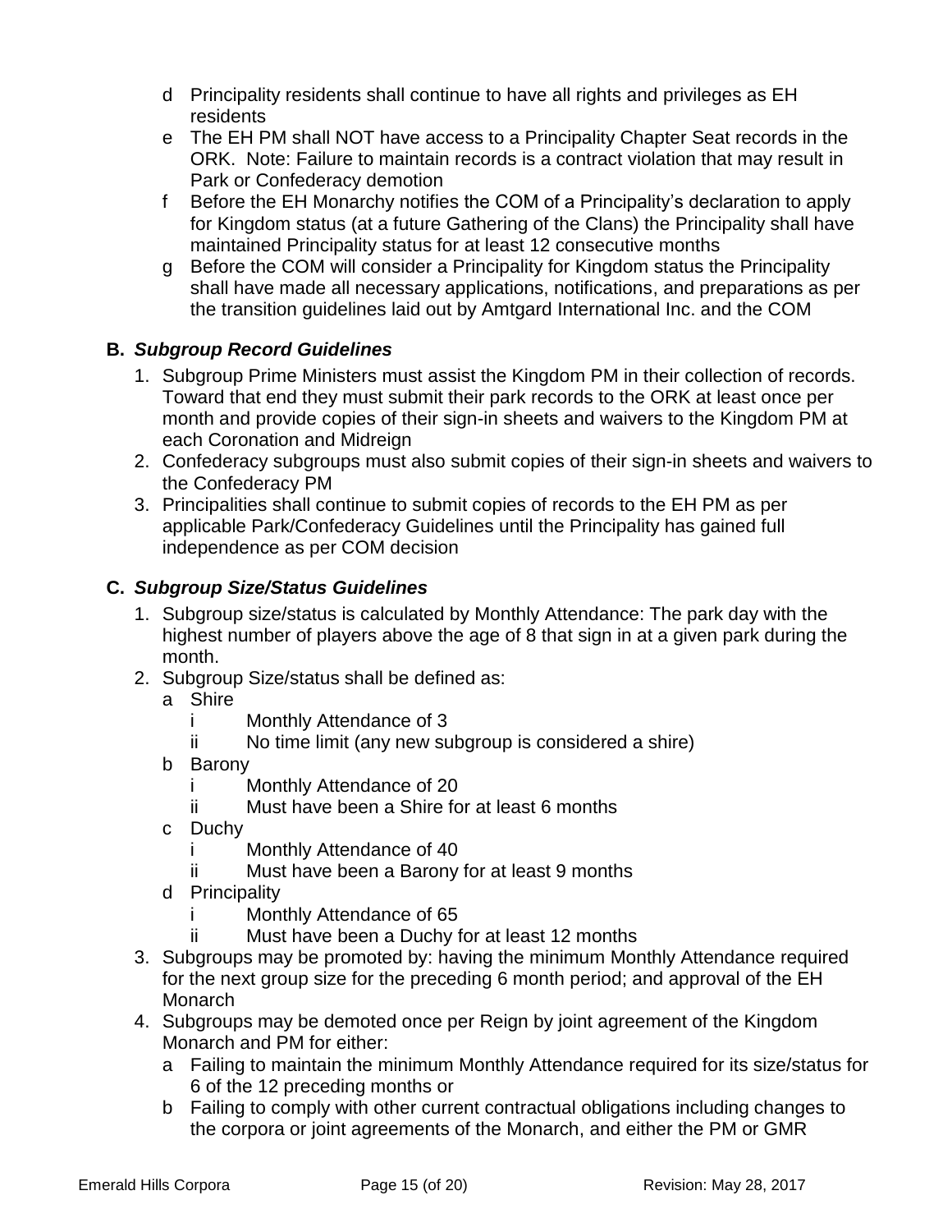d. Principality residents shall continue to have all rights and privileges as EH residents
e. The EH PM shall NOT have access to a Principality Chapter Seat records in the ORK. Note: Failure to maintain records is a contract violation that may result in Park or Confederacy demotion
f. Before the EH Monarchy notifies the COM of a Principality's declaration to apply for Kingdom status (at a future Gathering of the Clans) the Principality shall have maintained Principality status for at least 12 consecutive months
g. Before the COM will consider a Principality for Kingdom status the Principality shall have made all necessary applications, notifications, and preparations as per the transition guidelines laid out by Amtgard International Inc. and the COM

### B. *Subgroup Record Guidelines*

1. Subgroup Prime Ministers must assist the Kingdom PM in their collection of records. Toward that end they must submit their park records to the ORK at least once per month and provide copies of their sign-in sheets and waivers to the Kingdom PM at each Coronation and Midreign
2. Confederacy subgroups must also submit copies of their sign-in sheets and waivers to the Confederacy PM
3. Principalities shall continue to submit copies of records to the EH PM as per applicable Park/Confederacy Guidelines until the Principality has gained full independence as per COM decision

### C. *Subgroup Size/Status Guidelines*

1. Subgroup size/status is calculated by Monthly Attendance: The park day with the highest number of players above the age of 8 that sign in at a given park during the month.
2. Subgroup Size/status shall be defined as:
   a. Shire
      i. Monthly Attendance of 3
      ii. No time limit (any new subgroup is considered a shire)
   b. Barony
      i. Monthly Attendance of 20
      ii. Must have been a Shire for at least 6 months
   c. Duchy
      i. Monthly Attendance of 40
      ii. Must have been a Barony for at least 9 months
   d. Principality
      i. Monthly Attendance of 65
      ii. Must have been a Duchy for at least 12 months
3. Subgroups may be promoted by: having the minimum Monthly Attendance required for the next group size for the preceding 6 month period; and approval of the EH Monarch
4. Subgroups may be demoted once per Reign by joint agreement of the Kingdom Monarch and PM for either:
   a. Failing to maintain the minimum Monthly Attendance required for its size/status for 6 of the 12 preceding months or
   b. Failing to comply with other current contractual obligations including changes to the corpora or joint agreements of the Monarch, and either the PM or GMR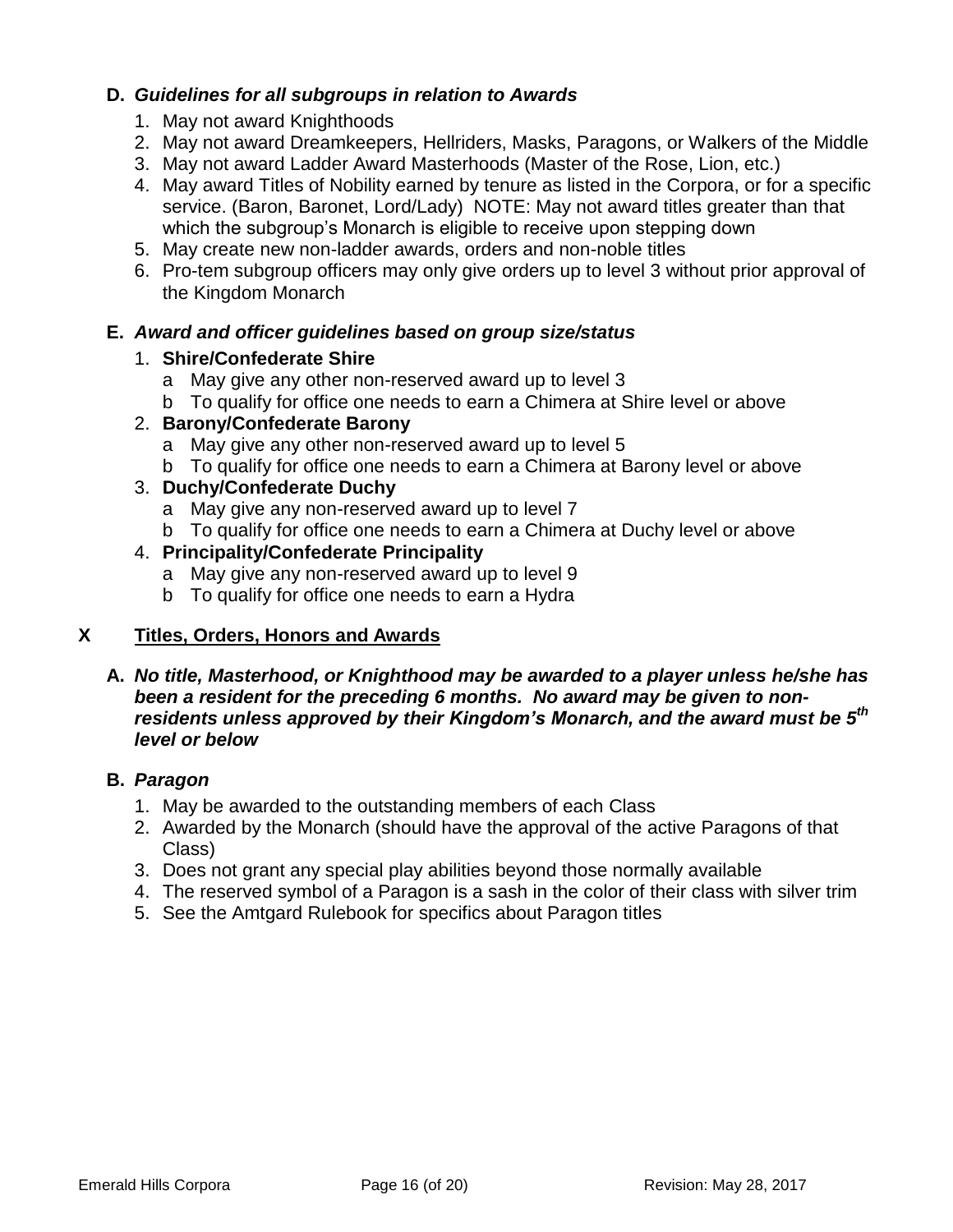**D. *Guidelines for all subgroups in relation to Awards***

1. May not award Knighthoods
2. May not award Dreamkeepers, Hellriders, Masks, Paragons, or Walkers of the Middle
3. May not award Ladder Award Masterhoods (Master of the Rose, Lion, etc.)
4. May award Titles of Nobility earned by tenure as listed in the Corpora, or for a specific service. (Baron, Baronet, Lord/Lady) NOTE: May not award titles greater than that which the subgroup's Monarch is eligible to receive upon stepping down
5. May create new non-ladder awards, orders and non-noble titles
6. Pro-tem subgroup officers may only give orders up to level 3 without prior approval of the Kingdom Monarch

**E. *Award and officer guidelines based on group size/status***

1. **Shire/Confederate Shire**
   a May give any other non-reserved award up to level 3
   b To qualify for office one needs to earn a Chimera at Shire level or above
2. **Barony/Confederate Barony**
   a May give any other non-reserved award up to level 5
   b To qualify for office one needs to earn a Chimera at Barony level or above
3. **Duchy/Confederate Duchy**
   a May give any non-reserved award up to level 7
   b To qualify for office one needs to earn a Chimera at Duchy level or above
4. **Principality/Confederate Principality**
   a May give any non-reserved award up to level 9
   b To qualify for office one needs to earn a Hydra

## X Titles, Orders, Honors and Awards

**A. *No title, Masterhood, or Knighthood may be awarded to a player unless he/she has been a resident for the preceding 6 months. No award may be given to non-residents unless approved by their Kingdom's Monarch, and the award must be 5th level or below***

**B. *Paragon***

1. May be awarded to the outstanding members of each Class
2. Awarded by the Monarch (should have the approval of the active Paragons of that Class)
3. Does not grant any special play abilities beyond those normally available
4. The reserved symbol of a Paragon is a sash in the color of their class with silver trim
5. See the Amtgard Rulebook for specifics about Paragon titles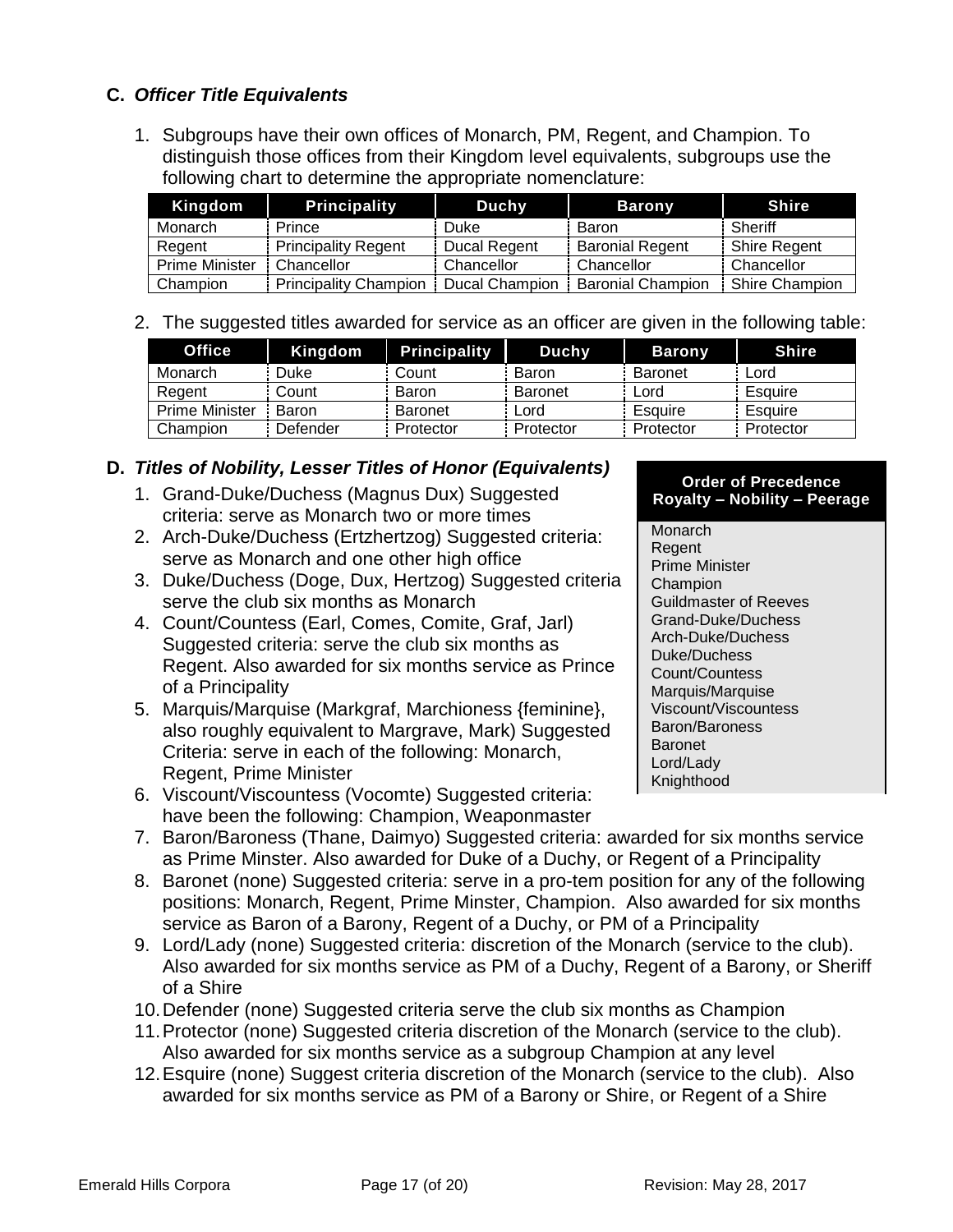## C. *Officer Title Equivalents*

1. Subgroups have their own offices of Monarch, PM, Regent, and Champion. To distinguish those offices from their Kingdom level equivalents, subgroups use the following chart to determine the appropriate nomenclature:

| Kingdom | Principality | Duchy | Barony | Shire |
|---|---|---|---|---|
| Monarch | Prince | Duke | Baron | Sheriff |
| Regent | Principality Regent | Ducal Regent | Baronial Regent | Shire Regent |
| Prime Minister | Chancellor | Chancellor | Chancellor | Chancellor |
| Champion | Principality Champion | Ducal Champion | Baronial Champion | Shire Champion |

2. The suggested titles awarded for service as an officer are given in the following table:

| Office | Kingdom | Principality | Duchy | Barony | Shire |
|---|---|---|---|---|---|
| Monarch | Duke | Count | Baron | Baronet | Lord |
| Regent | Count | Baron | Baronet | Lord | Esquire |
| Prime Minister | Baron | Baronet | Lord | Esquire | Esquire |
| Champion | Defender | Protector | Protector | Protector | Protector |

## D. *Titles of Nobility, Lesser Titles of Honor (Equivalents)*

1. Grand-Duke/Duchess (Magnus Dux) Suggested criteria: serve as Monarch two or more times
2. Arch-Duke/Duchess (Ertzhertzog) Suggested criteria: serve as Monarch and one other high office
3. Duke/Duchess (Doge, Dux, Hertzog) Suggested criteria serve the club six months as Monarch
4. Count/Countess (Earl, Comes, Comite, Graf, Jarl) Suggested criteria: serve the club six months as Regent. Also awarded for six months service as Prince of a Principality
5. Marquis/Marquise (Markgraf, Marchioness {feminine}, also roughly equivalent to Margrave, Mark) Suggested Criteria: serve in each of the following: Monarch, Regent, Prime Minister
6. Viscount/Viscountess (Vocomte) Suggested criteria: have been the following: Champion, Weaponmaster
7. Baron/Baroness (Thane, Daimyo) Suggested criteria: awarded for six months service as Prime Minster. Also awarded for Duke of a Duchy, or Regent of a Principality
8. Baronet (none) Suggested criteria: serve in a pro-tem position for any of the following positions: Monarch, Regent, Prime Minster, Champion. Also awarded for six months service as Baron of a Barony, Regent of a Duchy, or PM of a Principality
9. Lord/Lady (none) Suggested criteria: discretion of the Monarch (service to the club). Also awarded for six months service as PM of a Duchy, Regent of a Barony, or Sheriff of a Shire
10. Defender (none) Suggested criteria serve the club six months as Champion
11. Protector (none) Suggested criteria discretion of the Monarch (service to the club). Also awarded for six months service as a subgroup Champion at any level
12. Esquire (none) Suggest criteria discretion of the Monarch (service to the club). Also awarded for six months service as PM of a Barony or Shire, or Regent of a Shire

| Order of Precedence Royalty – Nobility – Peerage |
|---|
| Monarch |
| Regent |
| Prime Minister |
| Champion |
| Guildmaster of Reeves |
| Grand-Duke/Duchess |
| Arch-Duke/Duchess |
| Duke/Duchess |
| Count/Countess |
| Marquis/Marquise |
| Viscount/Viscountess |
| Baron/Baroness |
| Baronet |
| Lord/Lady |
| Knighthood |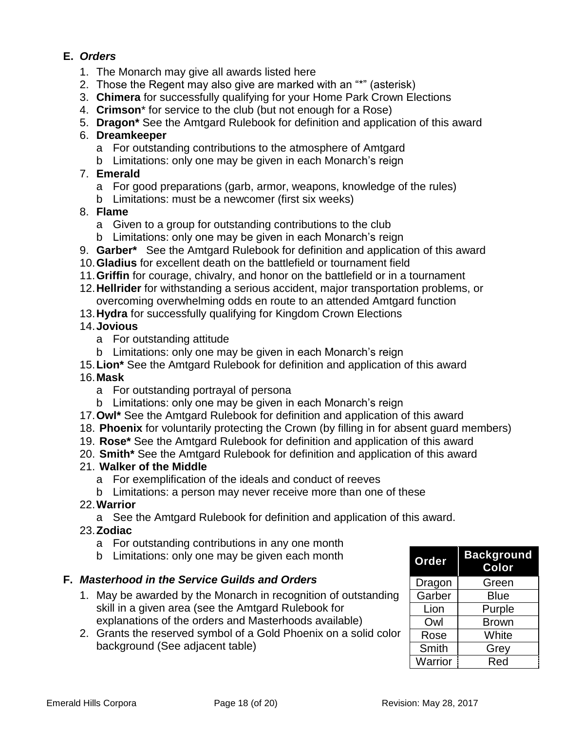## E. *Orders*

1. The Monarch may give all awards listed here
2. Those the Regent may also give are marked with an "*" (asterisk)
3. **Chimera** for successfully qualifying for your Home Park Crown Elections
4. **Crimson*** for service to the club (but not enough for a Rose)
5. **Dragon*** See the Amtgard Rulebook for definition and application of this award
6. **Dreamkeeper**
   a For outstanding contributions to the atmosphere of Amtgard
   b Limitations: only one may be given in each Monarch's reign
7. **Emerald**
   a For good preparations (garb, armor, weapons, knowledge of the rules)
   b Limitations: must be a newcomer (first six weeks)
8. **Flame**
   a Given to a group for outstanding contributions to the club
   b Limitations: only one may be given in each Monarch's reign
9. **Garber*** See the Amtgard Rulebook for definition and application of this award
10. **Gladius** for excellent death on the battlefield or tournament field
11. **Griffin** for courage, chivalry, and honor on the battlefield or in a tournament
12. **Hellrider** for withstanding a serious accident, major transportation problems, or overcoming overwhelming odds en route to an attended Amtgard function
13. **Hydra** for successfully qualifying for Kingdom Crown Elections
14. **Jovious**
   a For outstanding attitude
   b Limitations: only one may be given in each Monarch's reign
15. **Lion*** See the Amtgard Rulebook for definition and application of this award
16. **Mask**
   a For outstanding portrayal of persona
   b Limitations: only one may be given in each Monarch's reign
17. **Owl*** See the Amtgard Rulebook for definition and application of this award
18. **Phoenix** for voluntarily protecting the Crown (by filling in for absent guard members)
19. **Rose*** See the Amtgard Rulebook for definition and application of this award
20. **Smith*** See the Amtgard Rulebook for definition and application of this award
21. **Walker of the Middle**
   a For exemplification of the ideals and conduct of reeves
   b Limitations: a person may never receive more than one of these
22. **Warrior**
   a See the Amtgard Rulebook for definition and application of this award.
23. **Zodiac**
   a For outstanding contributions in any one month
   b Limitations: only one may be given each month

## F. *Masterhood in the Service Guilds and Orders*

1. May be awarded by the Monarch in recognition of outstanding skill in a given area (see the Amtgard Rulebook for explanations of the orders and Masterhoods available)
2. Grants the reserved symbol of a Gold Phoenix on a solid color background (See adjacent table)

| Order | Background Color |
|---|---|
| Dragon | Green |
| Garber | Blue |
| Lion | Purple |
| Owl | Brown |
| Rose | White |
| Smith | Grey |
| Warrior | Red |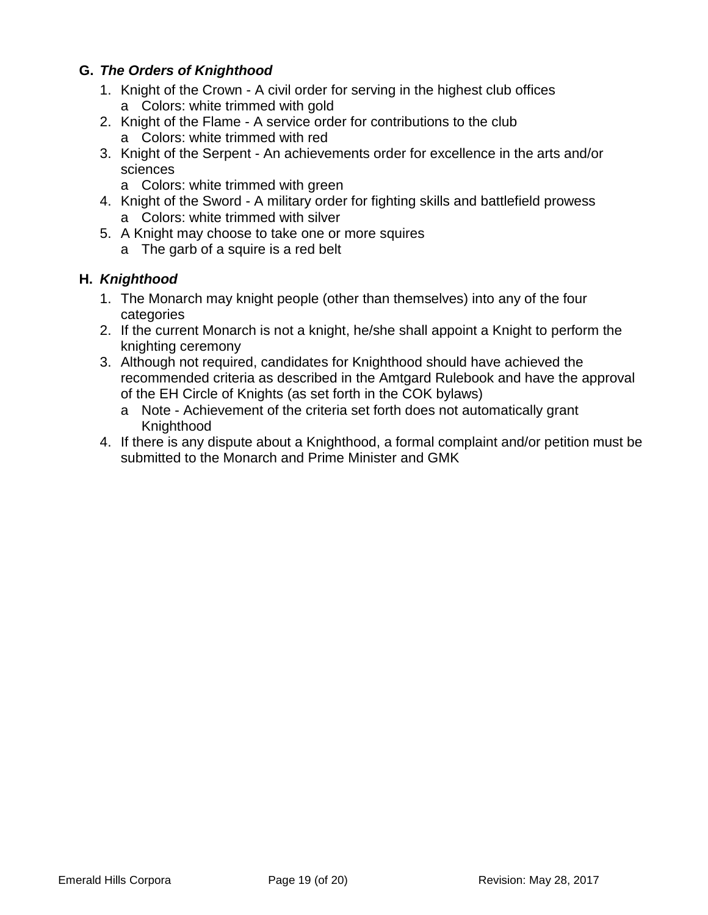### G. *The Orders of Knighthood*

1. Knight of the Crown - A civil order for serving in the highest club offices
   a. Colors: white trimmed with gold
2. Knight of the Flame - A service order for contributions to the club
   a. Colors: white trimmed with red
3. Knight of the Serpent - An achievements order for excellence in the arts and/or sciences
   a. Colors: white trimmed with green
4. Knight of the Sword - A military order for fighting skills and battlefield prowess
   a. Colors: white trimmed with silver
5. A Knight may choose to take one or more squires
   a. The garb of a squire is a red belt

### H. *Knighthood*

1. The Monarch may knight people (other than themselves) into any of the four categories
2. If the current Monarch is not a knight, he/she shall appoint a Knight to perform the knighting ceremony
3. Although not required, candidates for Knighthood should have achieved the recommended criteria as described in the Amtgard Rulebook and have the approval of the EH Circle of Knights (as set forth in the COK bylaws)
   a. Note - Achievement of the criteria set forth does not automatically grant Knighthood
4. If there is any dispute about a Knighthood, a formal complaint and/or petition must be submitted to the Monarch and Prime Minister and GMK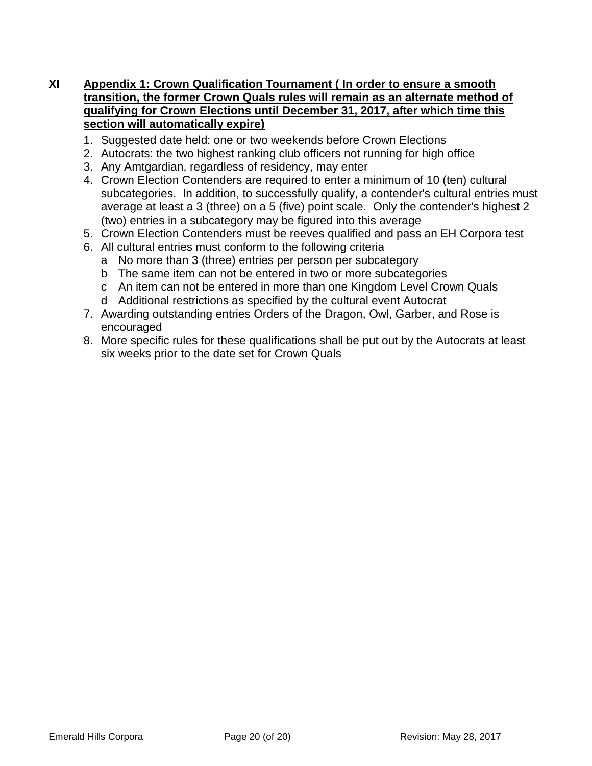## XI Appendix 1: Crown Qualification Tournament ( In order to ensure a smooth transition, the former Crown Quals rules will remain as an alternate method of qualifying for Crown Elections until December 31, 2017, after which time this section will automatically expire)

1. Suggested date held: one or two weekends before Crown Elections
2. Autocrats: the two highest ranking club officers not running for high office
3. Any Amtgardian, regardless of residency, may enter
4. Crown Election Contenders are required to enter a minimum of 10 (ten) cultural subcategories. In addition, to successfully qualify, a contender's cultural entries must average at least a 3 (three) on a 5 (five) point scale. Only the contender's highest 2 (two) entries in a subcategory may be figured into this average
5. Crown Election Contenders must be reeves qualified and pass an EH Corpora test
6. All cultural entries must conform to the following criteria
   a. No more than 3 (three) entries per person per subcategory
   b. The same item can not be entered in two or more subcategories
   c. An item can not be entered in more than one Kingdom Level Crown Quals
   d. Additional restrictions as specified by the cultural event Autocrat
7. Awarding outstanding entries Orders of the Dragon, Owl, Garber, and Rose is encouraged
8. More specific rules for these qualifications shall be put out by the Autocrats at least six weeks prior to the date set for Crown Quals